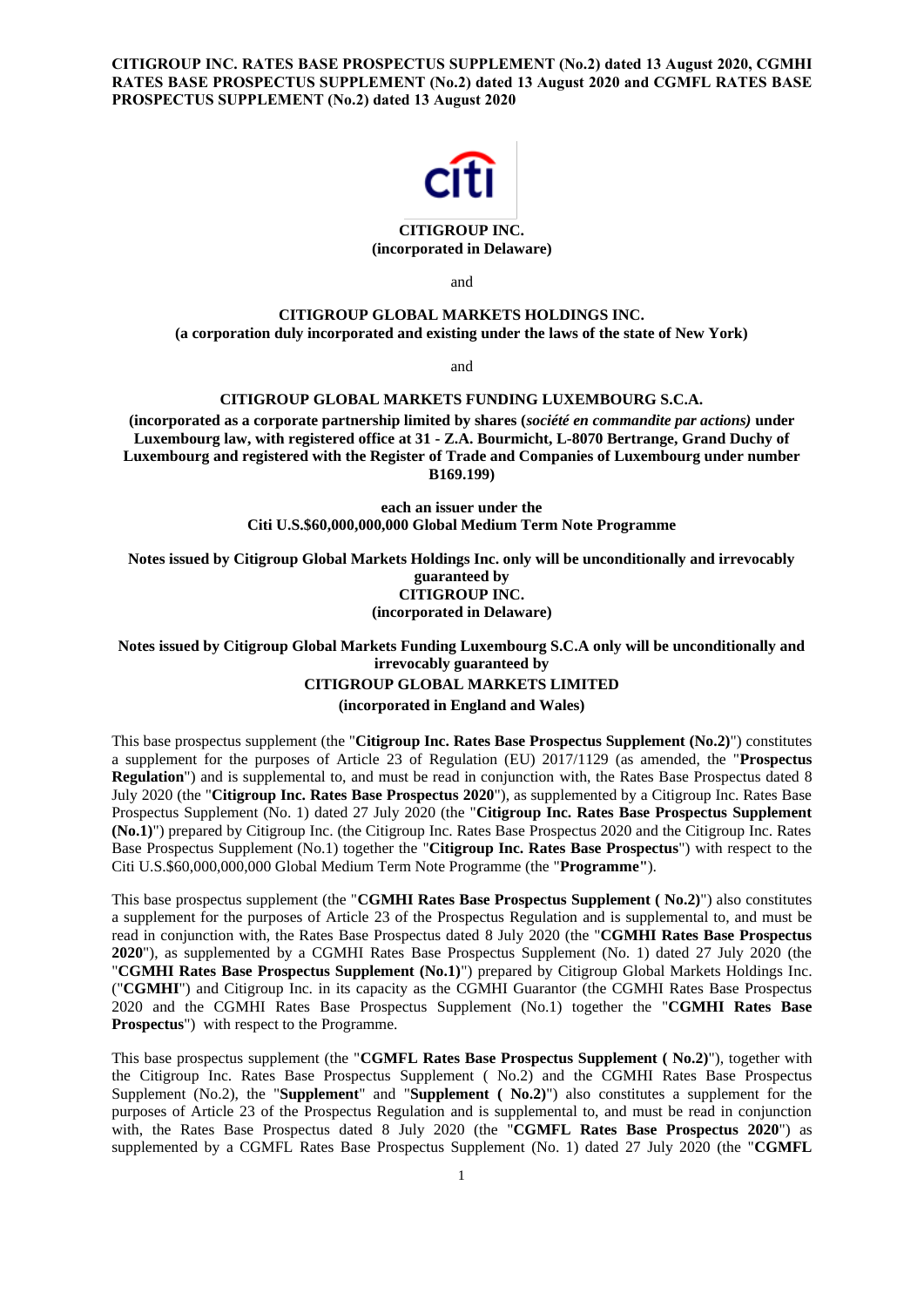**CITIGROUP INC. RATES BASE PROSPECTUS SUPPLEMENT (No.2) dated 13 August 2020, CGMHI RATES BASE PROSPECTUS SUPPLEMENT (No.2) dated 13 August 2020 and CGMFL RATES BASE PROSPECTUS SUPPLEMENT (No.2) dated 13 August 2020**

**CITIGROUP INC.**
**(incorporated in Delaware)**

and

**CITIGROUP GLOBAL MARKETS HOLDINGS INC.**
**(a corporation duly incorporated and existing under the laws of the state of New York)**

and

**CITIGROUP GLOBAL MARKETS FUNDING LUXEMBOURG S.C.A.**

**(incorporated as a corporate partnership limited by shares (*société en commandite par actions)* under Luxembourg law, with registered office at 31 - Z.A. Bourmicht, L-8070 Bertrange, Grand Duchy of Luxembourg and registered with the Register of Trade and Companies of Luxembourg under number B169.199)**

**each an issuer under the**
**Citi U.S.$60,000,000,000 Global Medium Term Note Programme**

**Notes issued by Citigroup Global Markets Holdings Inc. only will be unconditionally and irrevocably guaranteed by**
**CITIGROUP INC.**
**(incorporated in Delaware)**

**Notes issued by Citigroup Global Markets Funding Luxembourg S.C.A only will be unconditionally and irrevocably guaranteed by**
**CITIGROUP GLOBAL MARKETS LIMITED**
**(incorporated in England and Wales)**

This base prospectus supplement (the "**Citigroup Inc. Rates Base Prospectus Supplement (No.2)**") constitutes a supplement for the purposes of Article 23 of Regulation (EU) 2017/1129 (as amended, the "**Prospectus Regulation**") and is supplemental to, and must be read in conjunction with, the Rates Base Prospectus dated 8 July 2020 (the "**Citigroup Inc. Rates Base Prospectus 2020**"), as supplemented by a Citigroup Inc. Rates Base Prospectus Supplement (No. 1) dated 27 July 2020 (the "**Citigroup Inc. Rates Base Prospectus Supplement (No.1)**") prepared by Citigroup Inc. (the Citigroup Inc. Rates Base Prospectus 2020 and the Citigroup Inc. Rates Base Prospectus Supplement (No.1) together the "**Citigroup Inc. Rates Base Prospectus**") with respect to the Citi U.S.$60,000,000,000 Global Medium Term Note Programme (the "**Programme"**).

This base prospectus supplement (the "**CGMHI Rates Base Prospectus Supplement ( No.2)**") also constitutes a supplement for the purposes of Article 23 of the Prospectus Regulation and is supplemental to, and must be read in conjunction with, the Rates Base Prospectus dated 8 July 2020 (the "**CGMHI Rates Base Prospectus 2020**"), as supplemented by a CGMHI Rates Base Prospectus Supplement (No. 1) dated 27 July 2020 (the "**CGMHI Rates Base Prospectus Supplement (No.1)**") prepared by Citigroup Global Markets Holdings Inc. ("**CGMHI**") and Citigroup Inc. in its capacity as the CGMHI Guarantor (the CGMHI Rates Base Prospectus 2020 and the CGMHI Rates Base Prospectus Supplement (No.1) together the "**CGMHI Rates Base Prospectus**") with respect to the Programme.

This base prospectus supplement (the "**CGMFL Rates Base Prospectus Supplement ( No.2)**"), together with the Citigroup Inc. Rates Base Prospectus Supplement ( No.2) and the CGMHI Rates Base Prospectus Supplement (No.2), the "**Supplement**" and "**Supplement ( No.2)**") also constitutes a supplement for the purposes of Article 23 of the Prospectus Regulation and is supplemental to, and must be read in conjunction with, the Rates Base Prospectus dated 8 July 2020 (the "**CGMFL Rates Base Prospectus 2020**") as supplemented by a CGMFL Rates Base Prospectus Supplement (No. 1) dated 27 July 2020 (the "**CGMFL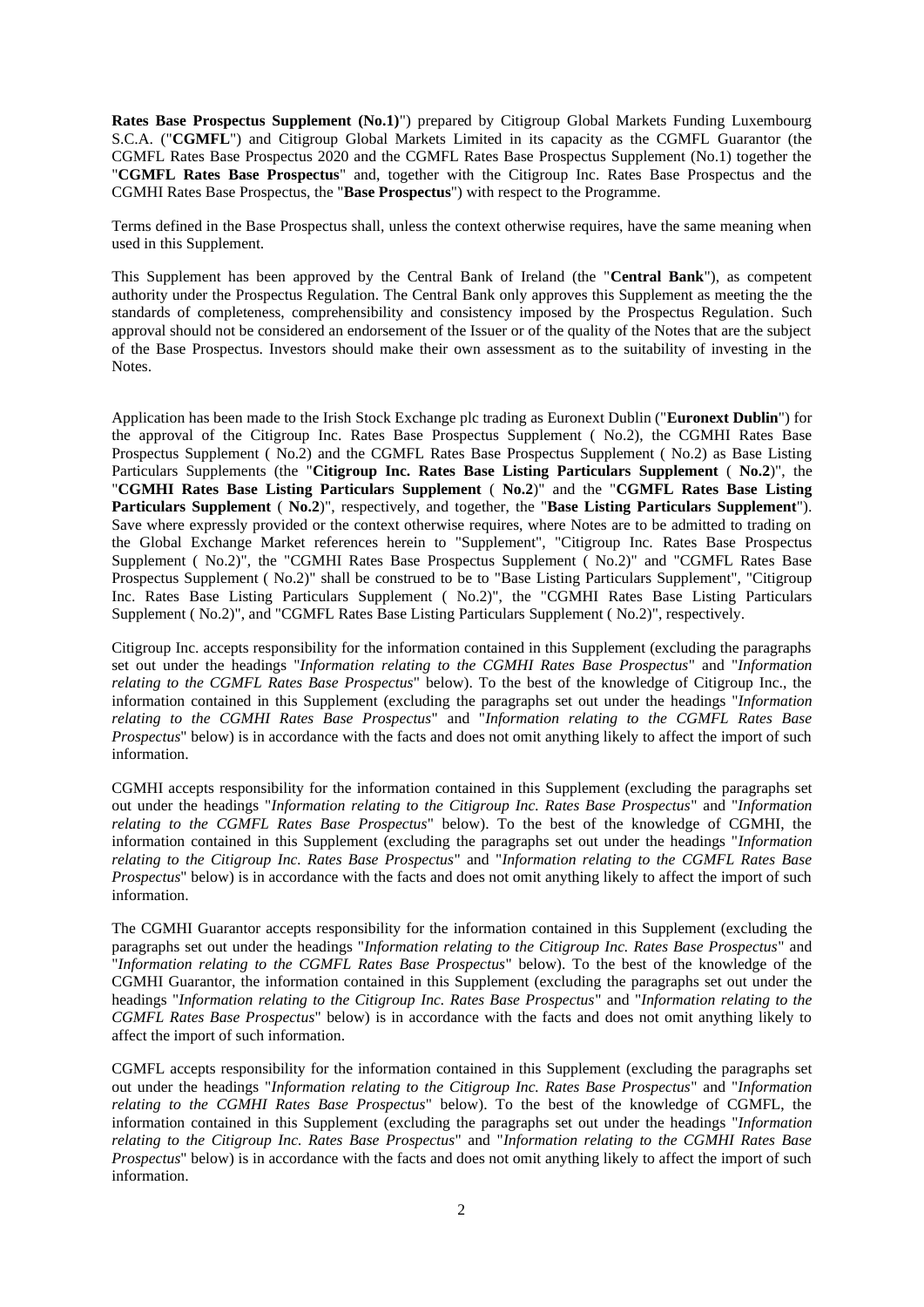**Rates Base Prospectus Supplement (No.1)**") prepared by Citigroup Global Markets Funding Luxembourg S.C.A. ("**CGMFL**") and Citigroup Global Markets Limited in its capacity as the CGMFL Guarantor (the CGMFL Rates Base Prospectus 2020 and the CGMFL Rates Base Prospectus Supplement (No.1) together the "**CGMFL Rates Base Prospectus**" and, together with the Citigroup Inc. Rates Base Prospectus and the CGMHI Rates Base Prospectus, the "**Base Prospectus**") with respect to the Programme.

Terms defined in the Base Prospectus shall, unless the context otherwise requires, have the same meaning when used in this Supplement.

This Supplement has been approved by the Central Bank of Ireland (the "**Central Bank**"), as competent authority under the Prospectus Regulation. The Central Bank only approves this Supplement as meeting the the standards of completeness, comprehensibility and consistency imposed by the Prospectus Regulation. Such approval should not be considered an endorsement of the Issuer or of the quality of the Notes that are the subject of the Base Prospectus. Investors should make their own assessment as to the suitability of investing in the Notes.

Application has been made to the Irish Stock Exchange plc trading as Euronext Dublin ("**Euronext Dublin**") for the approval of the Citigroup Inc. Rates Base Prospectus Supplement ( No.2), the CGMHI Rates Base Prospectus Supplement ( No.2) and the CGMFL Rates Base Prospectus Supplement ( No.2) as Base Listing Particulars Supplements (the "**Citigroup Inc. Rates Base Listing Particulars Supplement** ( **No.2**)", the "**CGMHI Rates Base Listing Particulars Supplement** ( **No.2**)" and the "**CGMFL Rates Base Listing Particulars Supplement** ( **No.2**)", respectively, and together, the "**Base Listing Particulars Supplement**"). Save where expressly provided or the context otherwise requires, where Notes are to be admitted to trading on the Global Exchange Market references herein to "Supplement", "Citigroup Inc. Rates Base Prospectus Supplement ( No.2)", the "CGMHI Rates Base Prospectus Supplement ( No.2)" and "CGMFL Rates Base Prospectus Supplement ( No.2)" shall be construed to be to "Base Listing Particulars Supplement", "Citigroup Inc. Rates Base Listing Particulars Supplement ( No.2)", the "CGMHI Rates Base Listing Particulars Supplement ( No.2)", and "CGMFL Rates Base Listing Particulars Supplement ( No.2)", respectively.

Citigroup Inc. accepts responsibility for the information contained in this Supplement (excluding the paragraphs set out under the headings "*Information relating to the CGMHI Rates Base Prospectus*" and "*Information relating to the CGMFL Rates Base Prospectus*" below). To the best of the knowledge of Citigroup Inc., the information contained in this Supplement (excluding the paragraphs set out under the headings "*Information relating to the CGMHI Rates Base Prospectus*" and "*Information relating to the CGMFL Rates Base Prospectus*" below) is in accordance with the facts and does not omit anything likely to affect the import of such information.

CGMHI accepts responsibility for the information contained in this Supplement (excluding the paragraphs set out under the headings "*Information relating to the Citigroup Inc. Rates Base Prospectus*" and "*Information relating to the CGMFL Rates Base Prospectus*" below). To the best of the knowledge of CGMHI, the information contained in this Supplement (excluding the paragraphs set out under the headings "*Information relating to the Citigroup Inc. Rates Base Prospectus*" and "*Information relating to the CGMFL Rates Base Prospectus*" below) is in accordance with the facts and does not omit anything likely to affect the import of such information.

The CGMHI Guarantor accepts responsibility for the information contained in this Supplement (excluding the paragraphs set out under the headings "*Information relating to the Citigroup Inc. Rates Base Prospectus*" and "*Information relating to the CGMFL Rates Base Prospectus*" below). To the best of the knowledge of the CGMHI Guarantor, the information contained in this Supplement (excluding the paragraphs set out under the headings "*Information relating to the Citigroup Inc. Rates Base Prospectus*" and "*Information relating to the CGMFL Rates Base Prospectus*" below) is in accordance with the facts and does not omit anything likely to affect the import of such information.

CGMFL accepts responsibility for the information contained in this Supplement (excluding the paragraphs set out under the headings "*Information relating to the Citigroup Inc. Rates Base Prospectus*" and "*Information relating to the CGMHI Rates Base Prospectus*" below). To the best of the knowledge of CGMFL, the information contained in this Supplement (excluding the paragraphs set out under the headings "*Information relating to the Citigroup Inc. Rates Base Prospectus*" and "*Information relating to the CGMHI Rates Base Prospectus*" below) is in accordance with the facts and does not omit anything likely to affect the import of such information.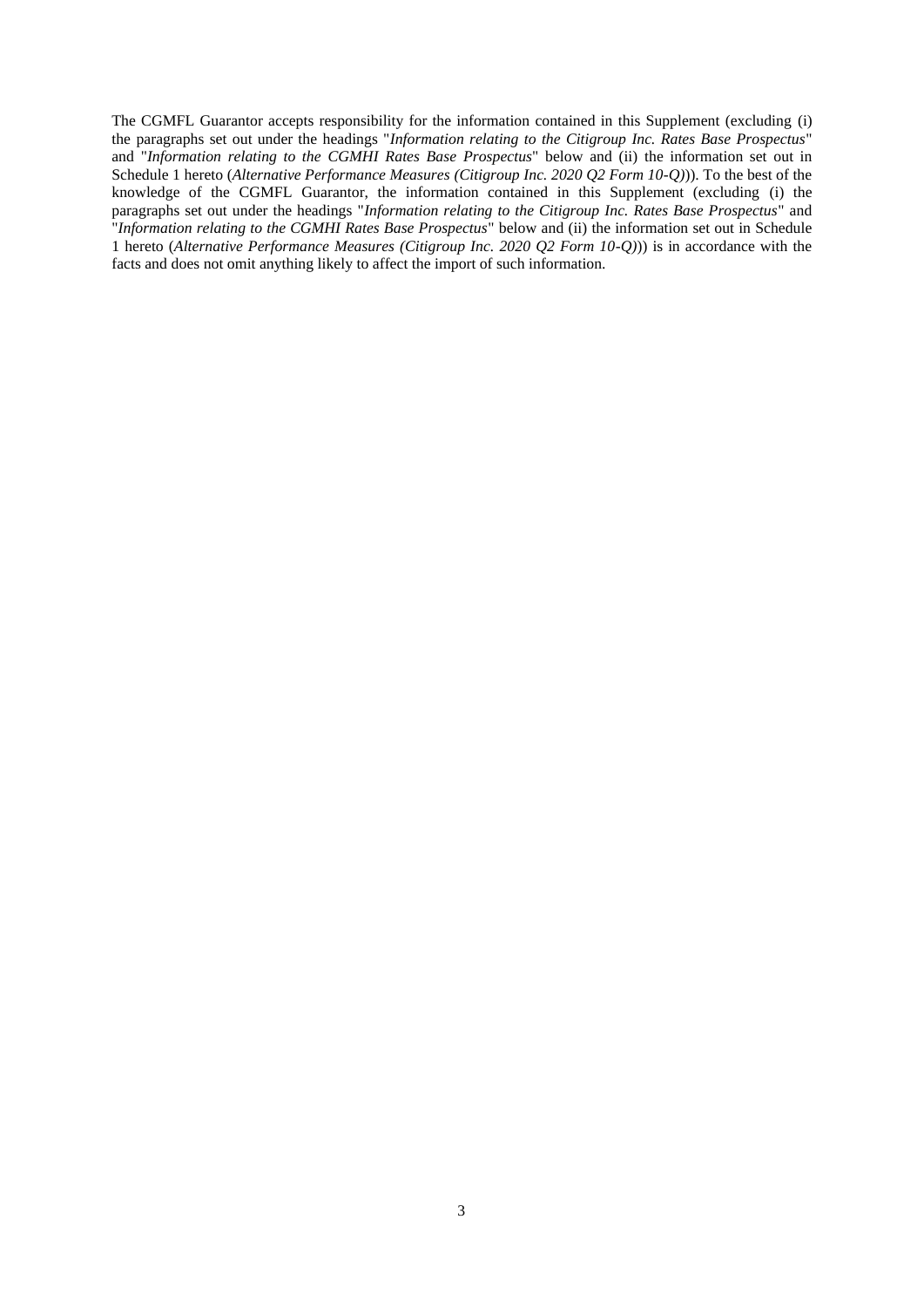The CGMFL Guarantor accepts responsibility for the information contained in this Supplement (excluding (i) the paragraphs set out under the headings "*Information relating to the Citigroup Inc. Rates Base Prospectus*" and "*Information relating to the CGMHI Rates Base Prospectus*" below and (ii) the information set out in Schedule 1 hereto (*Alternative Performance Measures (Citigroup Inc. 2020 Q2 Form 10-Q)*)). To the best of the knowledge of the CGMFL Guarantor, the information contained in this Supplement (excluding (i) the paragraphs set out under the headings "*Information relating to the Citigroup Inc. Rates Base Prospectus*" and "*Information relating to the CGMHI Rates Base Prospectus*" below and (ii) the information set out in Schedule 1 hereto (*Alternative Performance Measures (Citigroup Inc. 2020 Q2 Form 10-Q)*)) is in accordance with the facts and does not omit anything likely to affect the import of such information.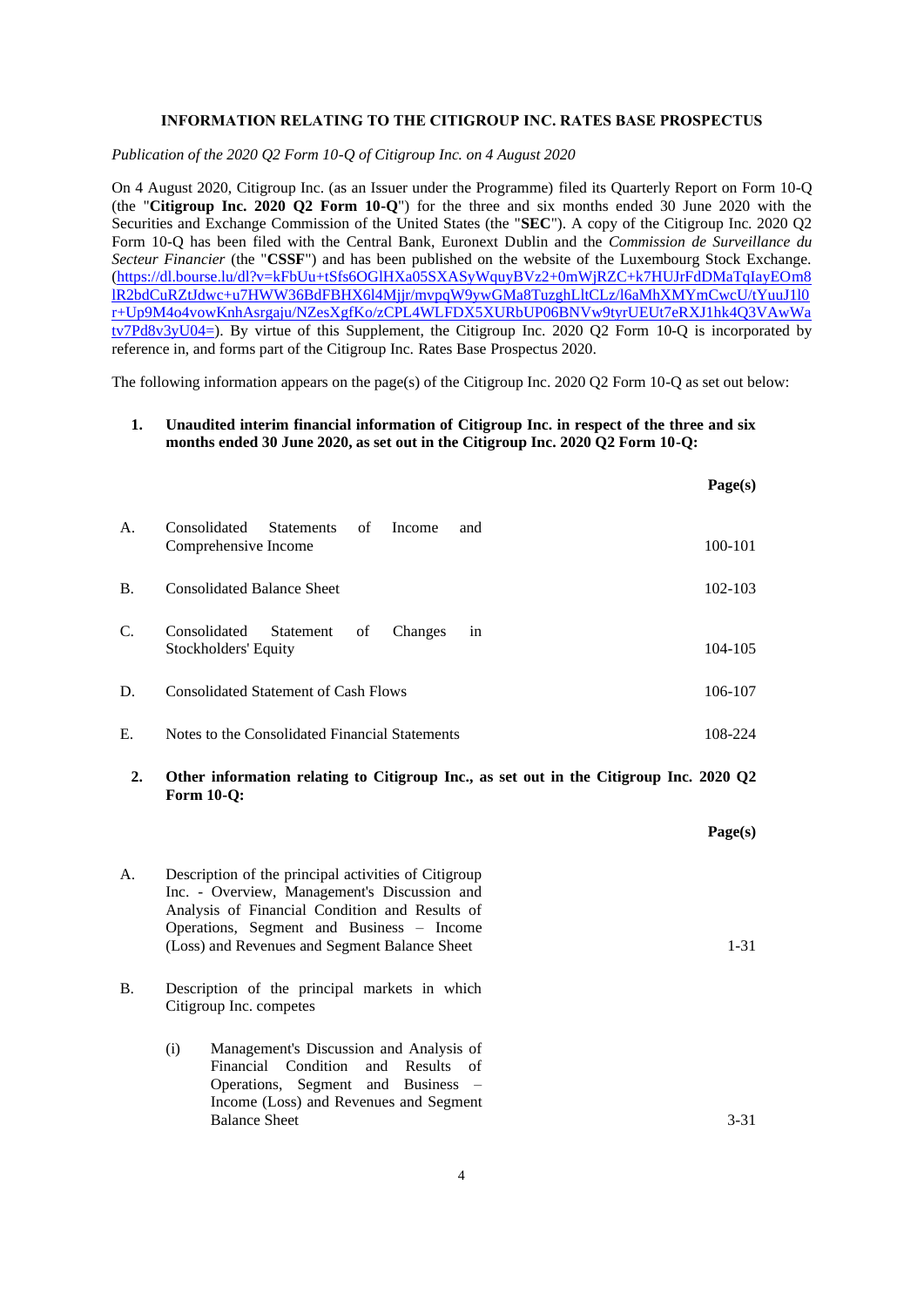**INFORMATION RELATING TO THE CITIGROUP INC. RATES BASE PROSPECTUS**

*Publication of the 2020 Q2 Form 10-Q of Citigroup Inc. on 4 August 2020*

On 4 August 2020, Citigroup Inc. (as an Issuer under the Programme) filed its Quarterly Report on Form 10-Q (the "**Citigroup Inc. 2020 Q2 Form 10-Q**") for the three and six months ended 30 June 2020 with the Securities and Exchange Commission of the United States (the "**SEC**"). A copy of the Citigroup Inc. 2020 Q2 Form 10-Q has been filed with the Central Bank, Euronext Dublin and the *Commission de Surveillance du Secteur Financier* (the "**CSSF**") and has been published on the website of the Luxembourg Stock Exchange. (https://dl.bourse.lu/dl?v=kFbUu+tSfs6OGlHXa05SXASyWquyBVz2+0mWjRZC+k7HUJrFdDMaTqIayEOm8lR2bdCuRZtJdwc+u7HWW36BdFBHX6l4Mjjr/mvpqW9ywGMa8TuzghLltCLz/l6aMhXMYmCwcU/tYuuJ1l0r+Up9M4o4vowKnhAsrgaju/NZesXgfKo/zCPL4WLFDX5XURbUP06BNVw9tyrUEUt7eRXJ1hk4Q3VAwWatv7Pd8v3yU04=). By virtue of this Supplement, the Citigroup Inc. 2020 Q2 Form 10-Q is incorporated by reference in, and forms part of the Citigroup Inc. Rates Base Prospectus 2020.

The following information appears on the page(s) of the Citigroup Inc. 2020 Q2 Form 10-Q as set out below:

**1. Unaudited interim financial information of Citigroup Inc. in respect of the three and six months ended 30 June 2020, as set out in the Citigroup Inc. 2020 Q2 Form 10-Q:**

| | | **Page(s)** |
|---|---|---|
| A. | Consolidated Statements of Income and Comprehensive Income | 100-101 |
| B. | Consolidated Balance Sheet | 102-103 |
| C. | Consolidated Statement of Changes in Stockholders' Equity | 104-105 |
| D. | Consolidated Statement of Cash Flows | 106-107 |
| E. | Notes to the Consolidated Financial Statements | 108-224 |

**2. Other information relating to Citigroup Inc., as set out in the Citigroup Inc. 2020 Q2 Form 10-Q:**

| | | **Page(s)** |
|---|---|---|
| A. | Description of the principal activities of Citigroup Inc. - Overview, Management's Discussion and Analysis of Financial Condition and Results of Operations, Segment and Business – Income (Loss) and Revenues and Segment Balance Sheet | 1-31 |
| B. | Description of the principal markets in which Citigroup Inc. competes | |
| | (i) Management's Discussion and Analysis of Financial Condition and Results of Operations, Segment and Business – Income (Loss) and Revenues and Segment Balance Sheet | 3-31 |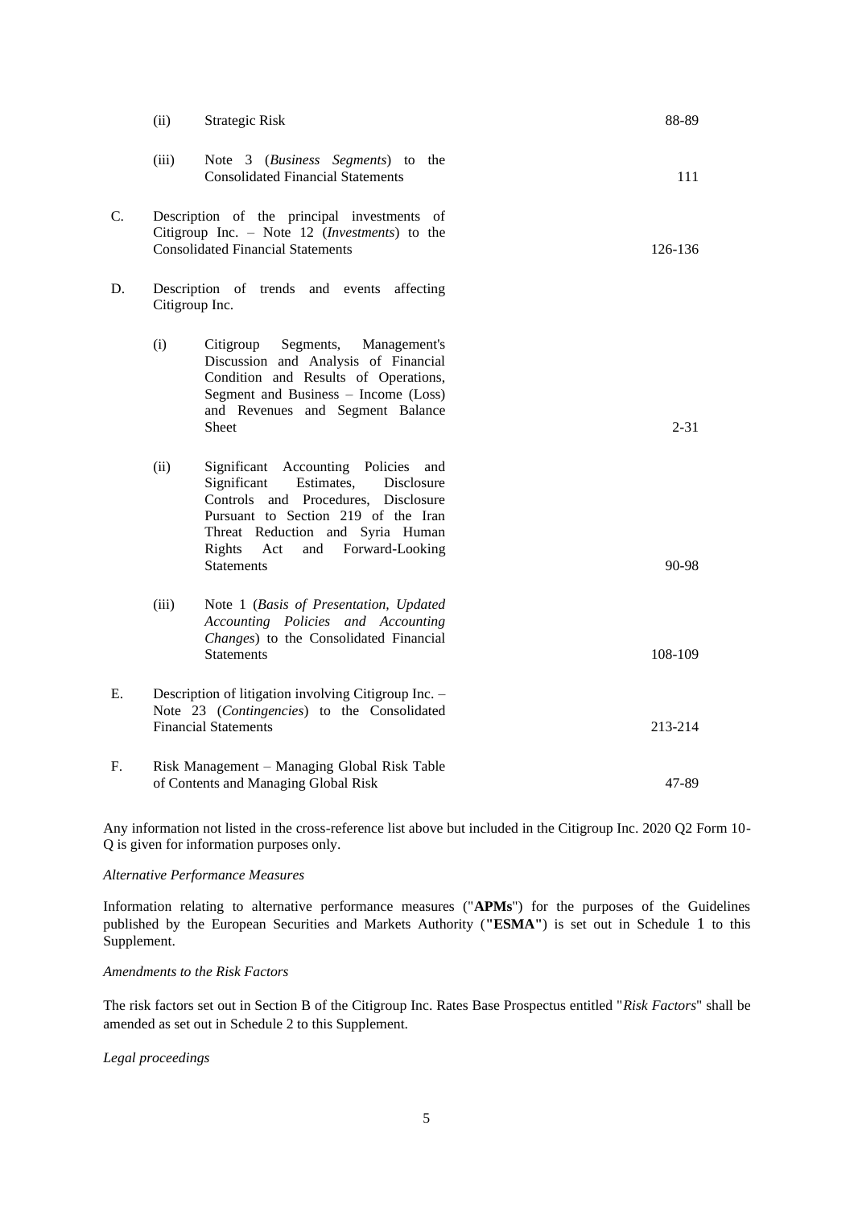| | | | |
|---|---|---|---|
| | (ii) | Strategic Risk | 88-89 |
| | (iii) | Note 3 (*Business Segments*) to the Consolidated Financial Statements | 111 |
| C. | | Description of the principal investments of Citigroup Inc. – Note 12 (*Investments*) to the Consolidated Financial Statements | 126-136 |
| D. | | Description of trends and events affecting Citigroup Inc. | |
| | (i) | Citigroup Segments, Management's Discussion and Analysis of Financial Condition and Results of Operations, Segment and Business – Income (Loss) and Revenues and Segment Balance Sheet | 2-31 |
| | (ii) | Significant Accounting Policies and Significant Estimates, Disclosure Controls and Procedures, Disclosure Pursuant to Section 219 of the Iran Threat Reduction and Syria Human Rights Act and Forward-Looking Statements | 90-98 |
| | (iii) | Note 1 (*Basis of Presentation, Updated Accounting Policies and Accounting Changes*) to the Consolidated Financial Statements | 108-109 |
| E. | | Description of litigation involving Citigroup Inc. – Note 23 (*Contingencies*) to the Consolidated Financial Statements | 213-214 |
| F. | | Risk Management – Managing Global Risk Table of Contents and Managing Global Risk | 47-89 |

Any information not listed in the cross-reference list above but included in the Citigroup Inc. 2020 Q2 Form 10-Q is given for information purposes only.

*Alternative Performance Measures*

Information relating to alternative performance measures ("**APMs**") for the purposes of the Guidelines published by the European Securities and Markets Authority (**"ESMA"**) is set out in Schedule 1 to this Supplement.

*Amendments to the Risk Factors*

The risk factors set out in Section B of the Citigroup Inc. Rates Base Prospectus entitled "*Risk Factors*" shall be amended as set out in Schedule 2 to this Supplement.

*Legal proceedings*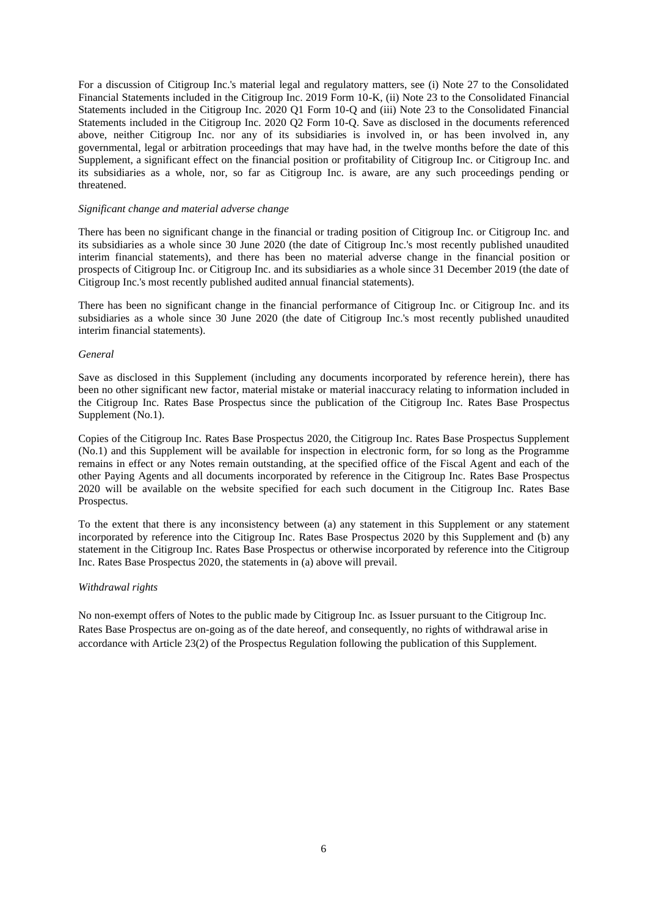For a discussion of Citigroup Inc.'s material legal and regulatory matters, see (i) Note 27 to the Consolidated Financial Statements included in the Citigroup Inc. 2019 Form 10-K, (ii) Note 23 to the Consolidated Financial Statements included in the Citigroup Inc. 2020 Q1 Form 10-Q and (iii) Note 23 to the Consolidated Financial Statements included in the Citigroup Inc. 2020 Q2 Form 10-Q. Save as disclosed in the documents referenced above, neither Citigroup Inc. nor any of its subsidiaries is involved in, or has been involved in, any governmental, legal or arbitration proceedings that may have had, in the twelve months before the date of this Supplement, a significant effect on the financial position or profitability of Citigroup Inc. or Citigroup Inc. and its subsidiaries as a whole, nor, so far as Citigroup Inc. is aware, are any such proceedings pending or threatened.

*Significant change and material adverse change*

There has been no significant change in the financial or trading position of Citigroup Inc. or Citigroup Inc. and its subsidiaries as a whole since 30 June 2020 (the date of Citigroup Inc.'s most recently published unaudited interim financial statements), and there has been no material adverse change in the financial position or prospects of Citigroup Inc. or Citigroup Inc. and its subsidiaries as a whole since 31 December 2019 (the date of Citigroup Inc.'s most recently published audited annual financial statements).

There has been no significant change in the financial performance of Citigroup Inc. or Citigroup Inc. and its subsidiaries as a whole since 30 June 2020 (the date of Citigroup Inc.'s most recently published unaudited interim financial statements).

*General*

Save as disclosed in this Supplement (including any documents incorporated by reference herein), there has been no other significant new factor, material mistake or material inaccuracy relating to information included in the Citigroup Inc. Rates Base Prospectus since the publication of the Citigroup Inc. Rates Base Prospectus Supplement (No.1).

Copies of the Citigroup Inc. Rates Base Prospectus 2020, the Citigroup Inc. Rates Base Prospectus Supplement (No.1) and this Supplement will be available for inspection in electronic form, for so long as the Programme remains in effect or any Notes remain outstanding, at the specified office of the Fiscal Agent and each of the other Paying Agents and all documents incorporated by reference in the Citigroup Inc. Rates Base Prospectus 2020 will be available on the website specified for each such document in the Citigroup Inc. Rates Base Prospectus.

To the extent that there is any inconsistency between (a) any statement in this Supplement or any statement incorporated by reference into the Citigroup Inc. Rates Base Prospectus 2020 by this Supplement and (b) any statement in the Citigroup Inc. Rates Base Prospectus or otherwise incorporated by reference into the Citigroup Inc. Rates Base Prospectus 2020, the statements in (a) above will prevail.

*Withdrawal rights*

No non-exempt offers of Notes to the public made by Citigroup Inc. as Issuer pursuant to the Citigroup Inc. Rates Base Prospectus are on-going as of the date hereof, and consequently, no rights of withdrawal arise in accordance with Article 23(2) of the Prospectus Regulation following the publication of this Supplement.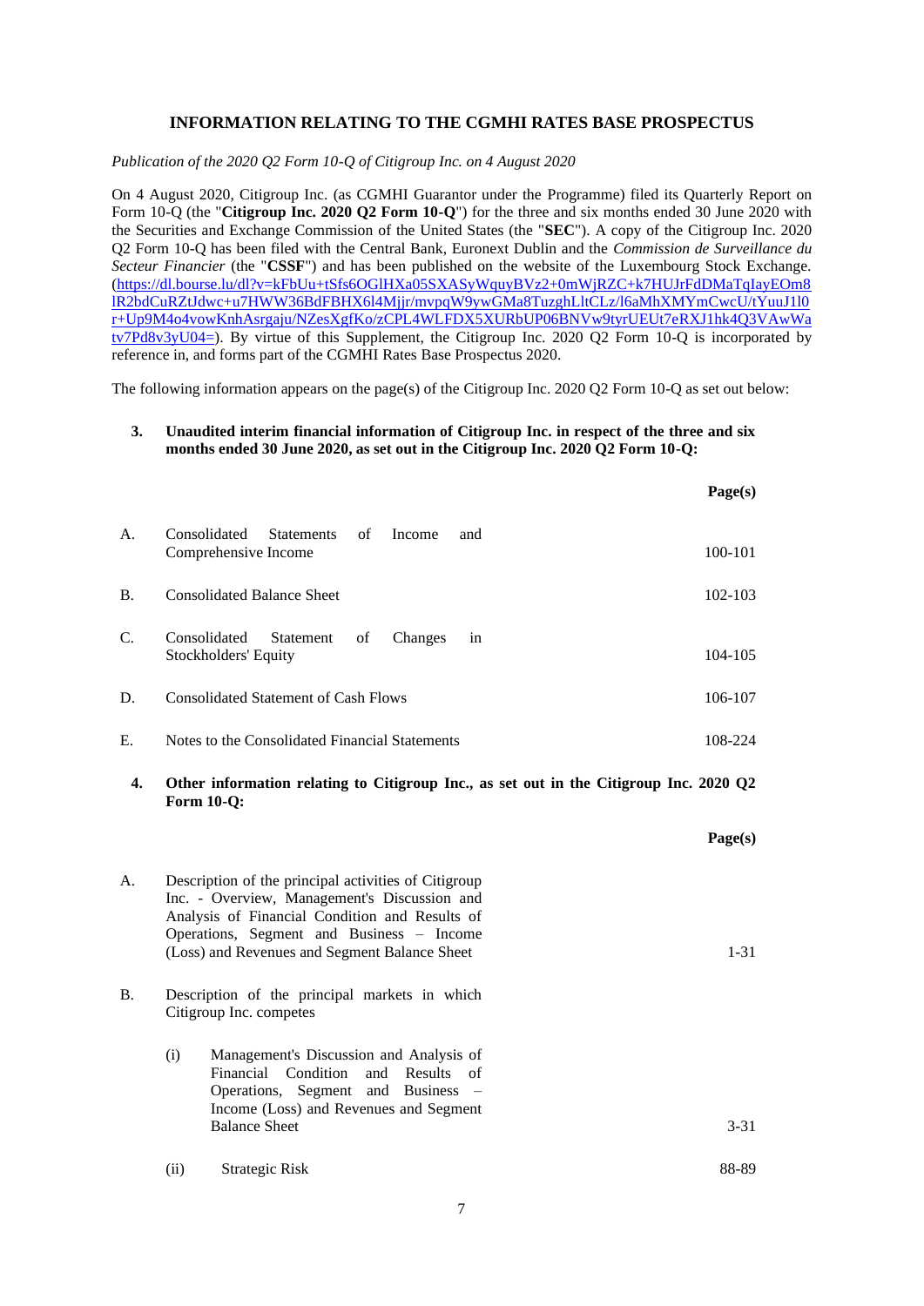## INFORMATION RELATING TO THE CGMHI RATES BASE PROSPECTUS

*Publication of the 2020 Q2 Form 10-Q of Citigroup Inc. on 4 August 2020*

On 4 August 2020, Citigroup Inc. (as CGMHI Guarantor under the Programme) filed its Quarterly Report on Form 10-Q (the "**Citigroup Inc. 2020 Q2 Form 10-Q**") for the three and six months ended 30 June 2020 with the Securities and Exchange Commission of the United States (the "**SEC**"). A copy of the Citigroup Inc. 2020 Q2 Form 10-Q has been filed with the Central Bank, Euronext Dublin and the *Commission de Surveillance du Secteur Financier* (the "**CSSF**") and has been published on the website of the Luxembourg Stock Exchange. (https://dl.bourse.lu/dl?v=kFbUu+tSfs6OGlHXa05SXASyWquyBVz2+0mWjRZC+k7HUJrFdDMaTqIayEOm8lR2bdCuRZtJdwc+u7HWW36BdFBHX6l4Mjjr/mvpqW9ywGMa8TuzghLltCLz/l6aMhXMYmCwcU/tYuuJ1l0r+Up9M4o4vowKnhAsrgaju/NZesXgfKo/zCPL4WLFDX5XURbUP06BNVw9tyrUEUt7eRXJ1hk4Q3VAwWatv7Pd8v3yU04=). By virtue of this Supplement, the Citigroup Inc. 2020 Q2 Form 10-Q is incorporated by reference in, and forms part of the CGMHI Rates Base Prospectus 2020.

The following information appears on the page(s) of the Citigroup Inc. 2020 Q2 Form 10-Q as set out below:

**3. Unaudited interim financial information of Citigroup Inc. in respect of the three and six months ended 30 June 2020, as set out in the Citigroup Inc. 2020 Q2 Form 10-Q:**

| | | Page(s) |
|---|---|---|
| A. | Consolidated Statements of Income and Comprehensive Income | 100-101 |
| B. | Consolidated Balance Sheet | 102-103 |
| C. | Consolidated Statement of Changes in Stockholders' Equity | 104-105 |
| D. | Consolidated Statement of Cash Flows | 106-107 |
| E. | Notes to the Consolidated Financial Statements | 108-224 |

**4. Other information relating to Citigroup Inc., as set out in the Citigroup Inc. 2020 Q2 Form 10-Q:**

| | | Page(s) |
|---|---|---|
| A. | Description of the principal activities of Citigroup Inc. - Overview, Management's Discussion and Analysis of Financial Condition and Results of Operations, Segment and Business – Income (Loss) and Revenues and Segment Balance Sheet | 1-31 |
| B. | Description of the principal markets in which Citigroup Inc. competes | |
| | (i) Management's Discussion and Analysis of Financial Condition and Results of Operations, Segment and Business – Income (Loss) and Revenues and Segment Balance Sheet | 3-31 |
| | (ii) Strategic Risk | 88-89 |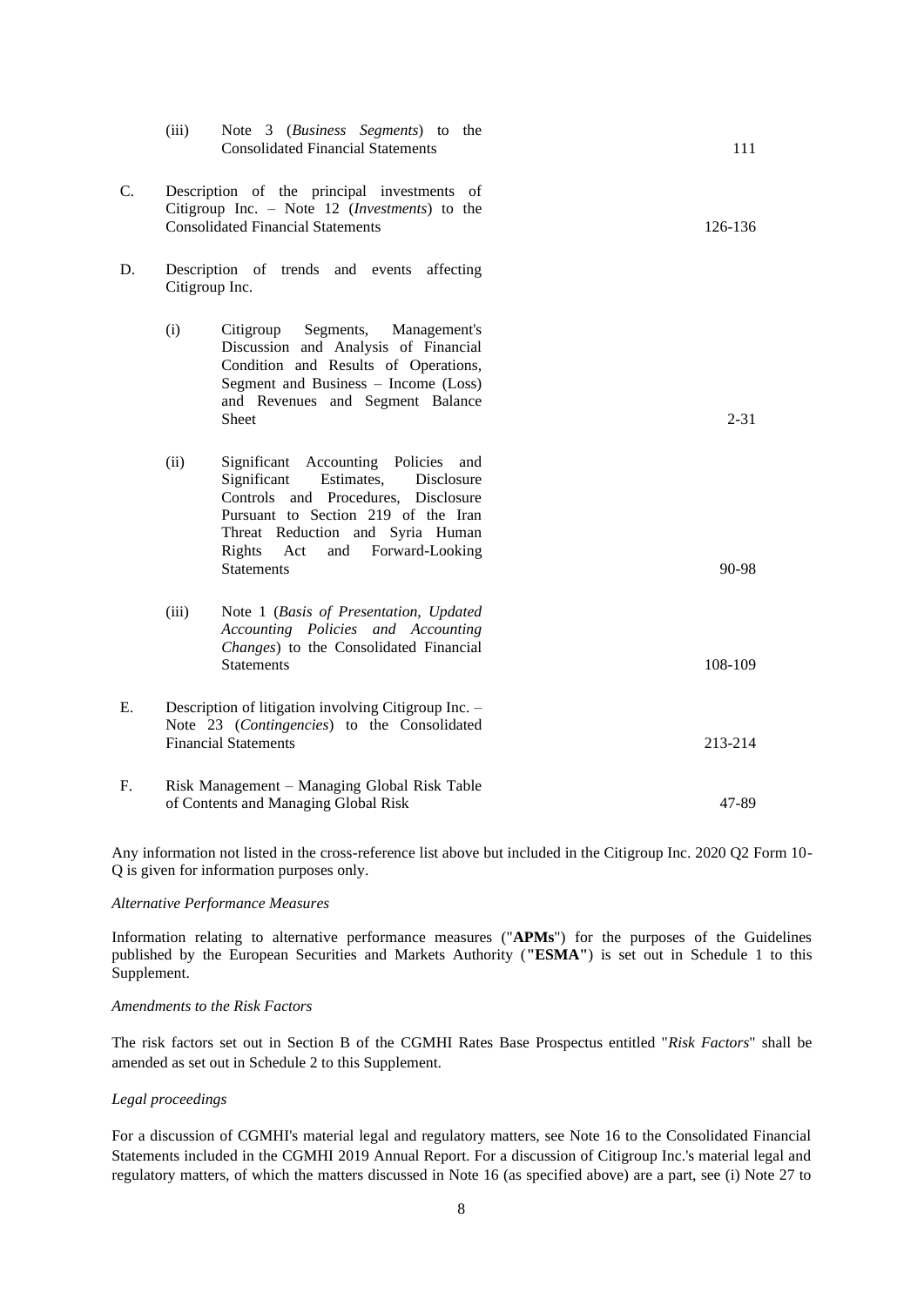| | | | |
|---|---|---|---|
| | (iii) | Note 3 (*Business Segments*) to the Consolidated Financial Statements | 111 |
| C. | | Description of the principal investments of Citigroup Inc. – Note 12 (*Investments*) to the Consolidated Financial Statements | 126-136 |
| D. | | Description of trends and events affecting Citigroup Inc. | |
| | (i) | Citigroup Segments, Management's Discussion and Analysis of Financial Condition and Results of Operations, Segment and Business – Income (Loss) and Revenues and Segment Balance Sheet | 2-31 |
| | (ii) | Significant Accounting Policies and Significant Estimates, Disclosure Controls and Procedures, Disclosure Pursuant to Section 219 of the Iran Threat Reduction and Syria Human Rights Act and Forward-Looking Statements | 90-98 |
| | (iii) | Note 1 (*Basis of Presentation, Updated Accounting Policies and Accounting Changes*) to the Consolidated Financial Statements | 108-109 |
| E. | | Description of litigation involving Citigroup Inc. – Note 23 (*Contingencies*) to the Consolidated Financial Statements | 213-214 |
| F. | | Risk Management – Managing Global Risk Table of Contents and Managing Global Risk | 47-89 |

Any information not listed in the cross-reference list above but included in the Citigroup Inc. 2020 Q2 Form 10-Q is given for information purposes only.

*Alternative Performance Measures*

Information relating to alternative performance measures ("**APMs**") for the purposes of the Guidelines published by the European Securities and Markets Authority (**"ESMA"**) is set out in Schedule 1 to this Supplement.

*Amendments to the Risk Factors*

The risk factors set out in Section B of the CGMHI Rates Base Prospectus entitled "*Risk Factors*" shall be amended as set out in Schedule 2 to this Supplement.

*Legal proceedings*

For a discussion of CGMHI's material legal and regulatory matters, see Note 16 to the Consolidated Financial Statements included in the CGMHI 2019 Annual Report. For a discussion of Citigroup Inc.'s material legal and regulatory matters, of which the matters discussed in Note 16 (as specified above) are a part, see (i) Note 27 to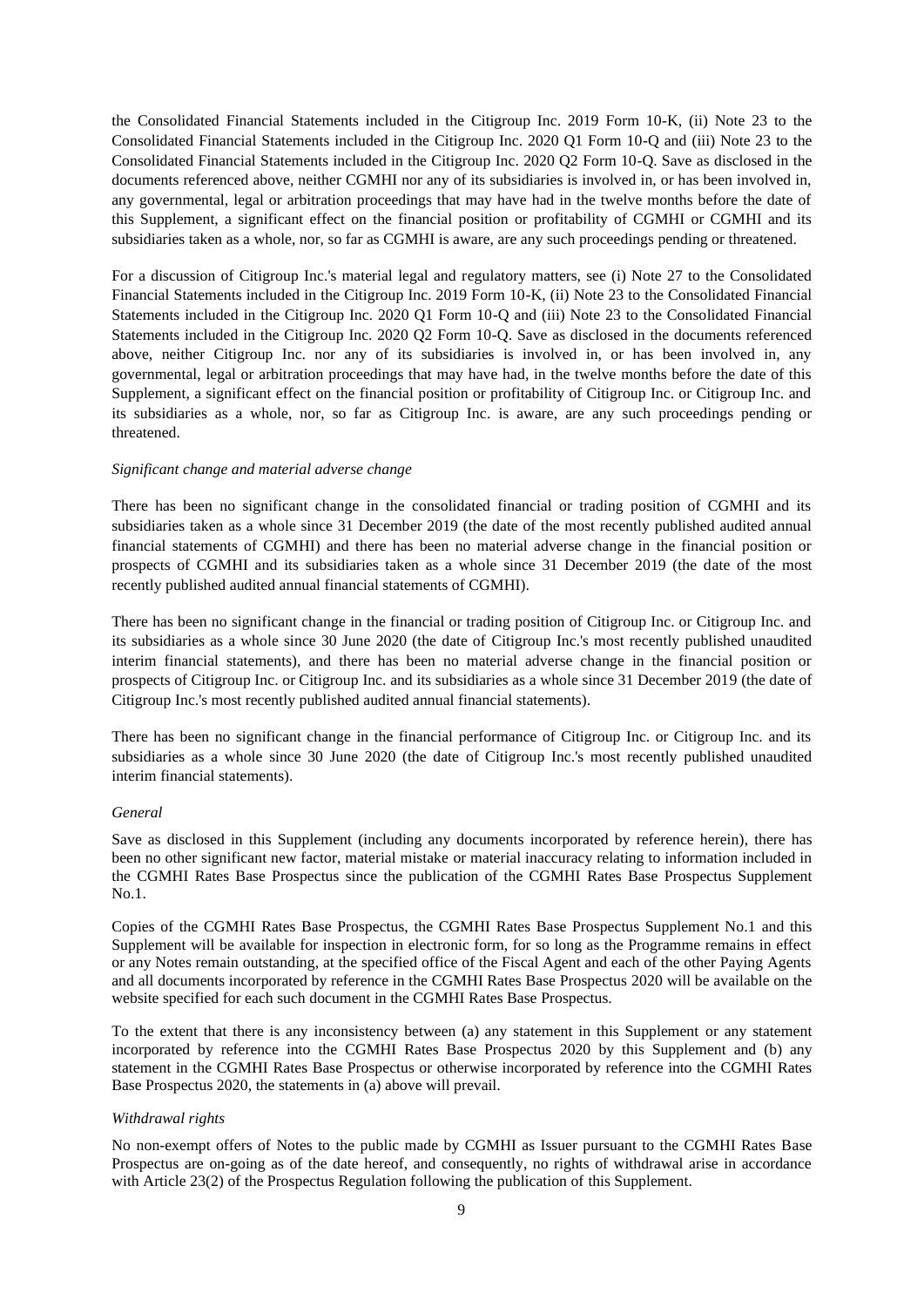the Consolidated Financial Statements included in the Citigroup Inc. 2019 Form 10-K, (ii) Note 23 to the Consolidated Financial Statements included in the Citigroup Inc. 2020 Q1 Form 10-Q and (iii) Note 23 to the Consolidated Financial Statements included in the Citigroup Inc. 2020 Q2 Form 10-Q. Save as disclosed in the documents referenced above, neither CGMHI nor any of its subsidiaries is involved in, or has been involved in, any governmental, legal or arbitration proceedings that may have had in the twelve months before the date of this Supplement, a significant effect on the financial position or profitability of CGMHI or CGMHI and its subsidiaries taken as a whole, nor, so far as CGMHI is aware, are any such proceedings pending or threatened.

For a discussion of Citigroup Inc.'s material legal and regulatory matters, see (i) Note 27 to the Consolidated Financial Statements included in the Citigroup Inc. 2019 Form 10-K, (ii) Note 23 to the Consolidated Financial Statements included in the Citigroup Inc. 2020 Q1 Form 10-Q and (iii) Note 23 to the Consolidated Financial Statements included in the Citigroup Inc. 2020 Q2 Form 10-Q. Save as disclosed in the documents referenced above, neither Citigroup Inc. nor any of its subsidiaries is involved in, or has been involved in, any governmental, legal or arbitration proceedings that may have had, in the twelve months before the date of this Supplement, a significant effect on the financial position or profitability of Citigroup Inc. or Citigroup Inc. and its subsidiaries as a whole, nor, so far as Citigroup Inc. is aware, are any such proceedings pending or threatened.

*Significant change and material adverse change*

There has been no significant change in the consolidated financial or trading position of CGMHI and its subsidiaries taken as a whole since 31 December 2019 (the date of the most recently published audited annual financial statements of CGMHI) and there has been no material adverse change in the financial position or prospects of CGMHI and its subsidiaries taken as a whole since 31 December 2019 (the date of the most recently published audited annual financial statements of CGMHI).

There has been no significant change in the financial or trading position of Citigroup Inc. or Citigroup Inc. and its subsidiaries as a whole since 30 June 2020 (the date of Citigroup Inc.'s most recently published unaudited interim financial statements), and there has been no material adverse change in the financial position or prospects of Citigroup Inc. or Citigroup Inc. and its subsidiaries as a whole since 31 December 2019 (the date of Citigroup Inc.'s most recently published audited annual financial statements).

There has been no significant change in the financial performance of Citigroup Inc. or Citigroup Inc. and its subsidiaries as a whole since 30 June 2020 (the date of Citigroup Inc.'s most recently published unaudited interim financial statements).

*General*

Save as disclosed in this Supplement (including any documents incorporated by reference herein), there has been no other significant new factor, material mistake or material inaccuracy relating to information included in the CGMHI Rates Base Prospectus since the publication of the CGMHI Rates Base Prospectus Supplement No.1.

Copies of the CGMHI Rates Base Prospectus, the CGMHI Rates Base Prospectus Supplement No.1 and this Supplement will be available for inspection in electronic form, for so long as the Programme remains in effect or any Notes remain outstanding, at the specified office of the Fiscal Agent and each of the other Paying Agents and all documents incorporated by reference in the CGMHI Rates Base Prospectus 2020 will be available on the website specified for each such document in the CGMHI Rates Base Prospectus.

To the extent that there is any inconsistency between (a) any statement in this Supplement or any statement incorporated by reference into the CGMHI Rates Base Prospectus 2020 by this Supplement and (b) any statement in the CGMHI Rates Base Prospectus or otherwise incorporated by reference into the CGMHI Rates Base Prospectus 2020, the statements in (a) above will prevail.

*Withdrawal rights*

No non-exempt offers of Notes to the public made by CGMHI as Issuer pursuant to the CGMHI Rates Base Prospectus are on-going as of the date hereof, and consequently, no rights of withdrawal arise in accordance with Article 23(2) of the Prospectus Regulation following the publication of this Supplement.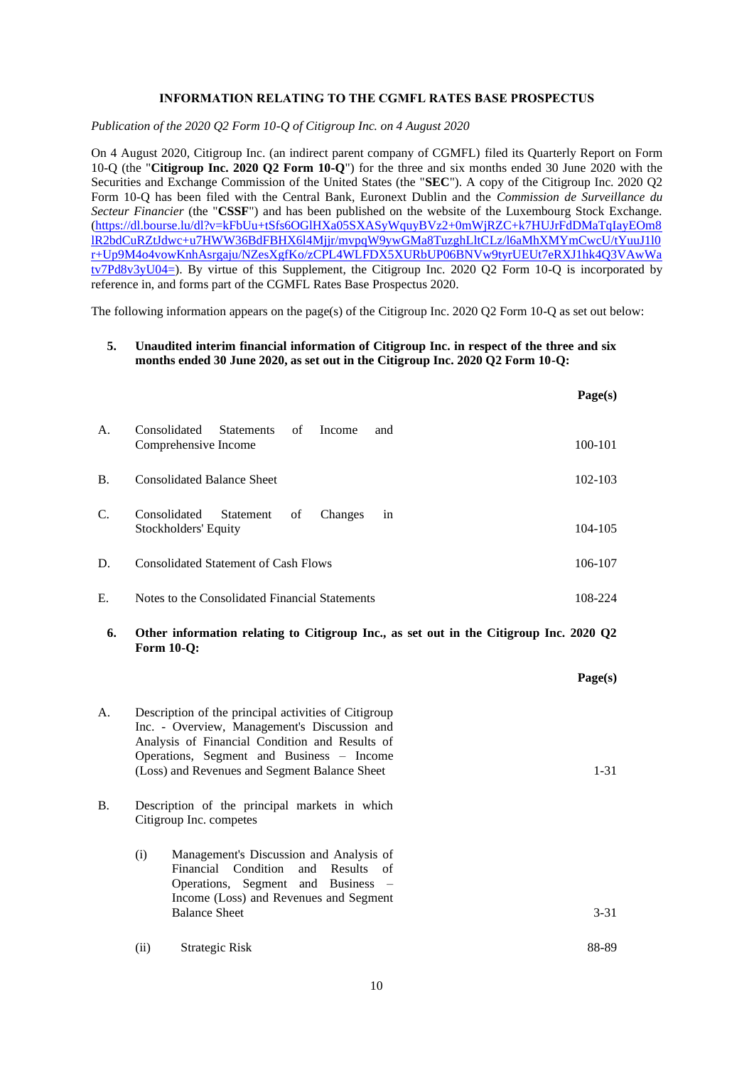**INFORMATION RELATING TO THE CGMFL RATES BASE PROSPECTUS**

*Publication of the 2020 Q2 Form 10-Q of Citigroup Inc. on 4 August 2020*

On 4 August 2020, Citigroup Inc. (an indirect parent company of CGMFL) filed its Quarterly Report on Form 10-Q (the "**Citigroup Inc. 2020 Q2 Form 10-Q**") for the three and six months ended 30 June 2020 with the Securities and Exchange Commission of the United States (the "**SEC**"). A copy of the Citigroup Inc. 2020 Q2 Form 10-Q has been filed with the Central Bank, Euronext Dublin and the *Commission de Surveillance du Secteur Financier* (the "**CSSF**") and has been published on the website of the Luxembourg Stock Exchange. (https://dl.bourse.lu/dl?v=kFbUu+tSfs6OGlHXa05SXASyWquyBVz2+0mWjRZC+k7HUJrFdDMaTqIayEOm8lR2bdCuRZtJdwc+u7HWW36BdFBHX6l4Mjjr/mvpqW9ywGMa8TuzghLltCLz/l6aMhXMYmCwcU/tYuuJ1l0r+Up9M4o4vowKnhAsrgaju/NZesXgfKo/zCPL4WLFDX5XURbUP06BNVw9tyrUEUt7eRXJ1hk4Q3VAwWatv7Pd8v3yU04=). By virtue of this Supplement, the Citigroup Inc. 2020 Q2 Form 10-Q is incorporated by reference in, and forms part of the CGMFL Rates Base Prospectus 2020.

The following information appears on the page(s) of the Citigroup Inc. 2020 Q2 Form 10-Q as set out below:

**5. Unaudited interim financial information of Citigroup Inc. in respect of the three and six months ended 30 June 2020, as set out in the Citigroup Inc. 2020 Q2 Form 10-Q:**

| | | **Page(s)** |
|---|---|---|
| A. | Consolidated Statements of Income and Comprehensive Income | 100-101 |
| B. | Consolidated Balance Sheet | 102-103 |
| C. | Consolidated Statement of Changes in Stockholders' Equity | 104-105 |
| D. | Consolidated Statement of Cash Flows | 106-107 |
| E. | Notes to the Consolidated Financial Statements | 108-224 |

**6. Other information relating to Citigroup Inc., as set out in the Citigroup Inc. 2020 Q2 Form 10-Q:**

| | | **Page(s)** |
|---|---|---|
| A. | Description of the principal activities of Citigroup Inc. - Overview, Management's Discussion and Analysis of Financial Condition and Results of Operations, Segment and Business – Income (Loss) and Revenues and Segment Balance Sheet | 1-31 |
| B. | Description of the principal markets in which Citigroup Inc. competes | |
| | (i) Management's Discussion and Analysis of Financial Condition and Results of Operations, Segment and Business – Income (Loss) and Revenues and Segment Balance Sheet | 3-31 |
| | (ii) Strategic Risk | 88-89 |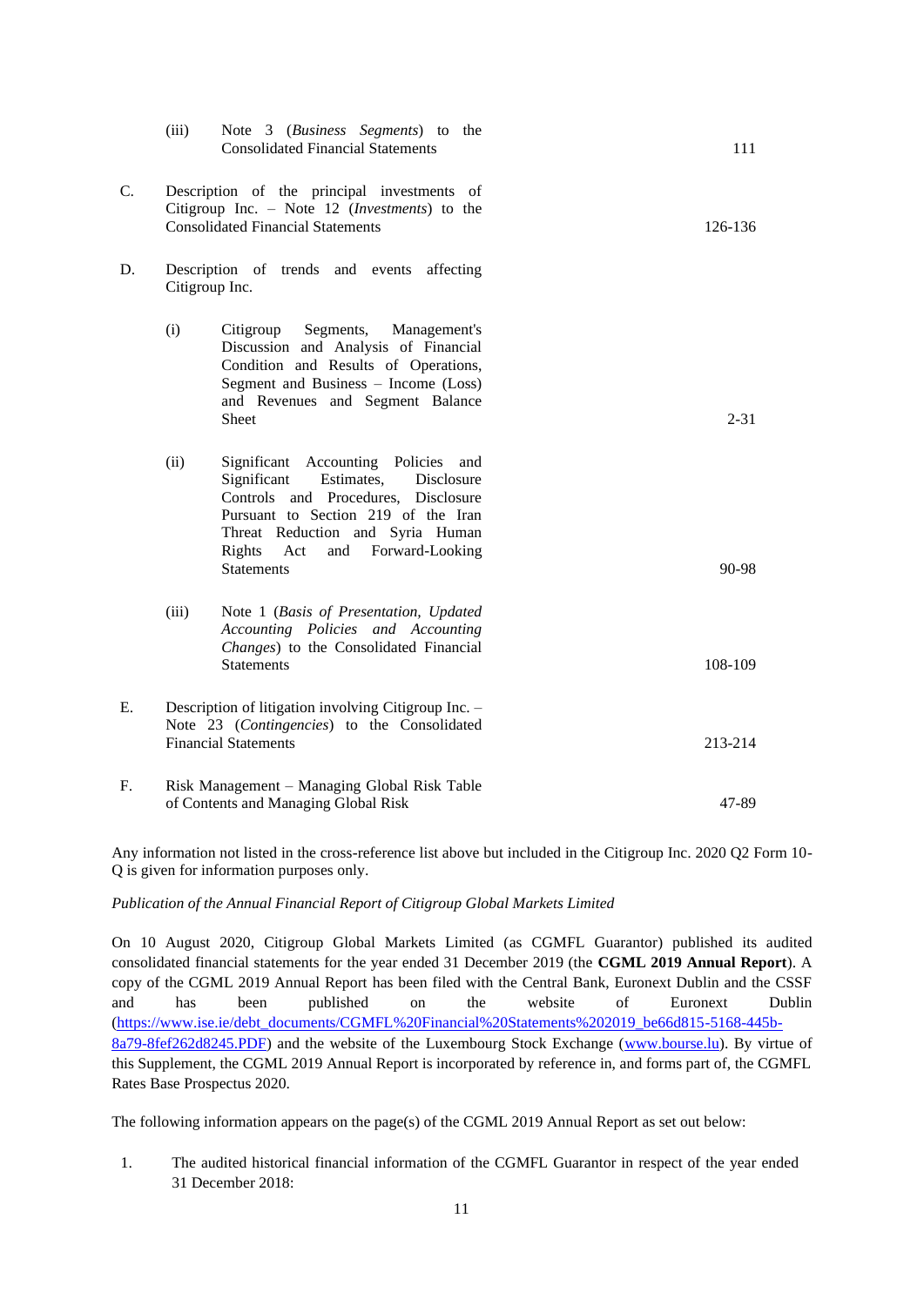| | | |
|---|---|---|
| | (iii) Note 3 (*Business Segments*) to the Consolidated Financial Statements | 111 |
| C. | Description of the principal investments of Citigroup Inc. – Note 12 (*Investments*) to the Consolidated Financial Statements | 126-136 |
| D. | Description of trends and events affecting Citigroup Inc. | |
| | (i) Citigroup Segments, Management's Discussion and Analysis of Financial Condition and Results of Operations, Segment and Business – Income (Loss) and Revenues and Segment Balance Sheet | 2-31 |
| | (ii) Significant Accounting Policies and Significant Estimates, Disclosure Controls and Procedures, Disclosure Pursuant to Section 219 of the Iran Threat Reduction and Syria Human Rights Act and Forward-Looking Statements | 90-98 |
| | (iii) Note 1 (*Basis of Presentation, Updated Accounting Policies and Accounting Changes*) to the Consolidated Financial Statements | 108-109 |
| E. | Description of litigation involving Citigroup Inc. – Note 23 (*Contingencies*) to the Consolidated Financial Statements | 213-214 |
| F. | Risk Management – Managing Global Risk Table of Contents and Managing Global Risk | 47-89 |

Any information not listed in the cross-reference list above but included in the Citigroup Inc. 2020 Q2 Form 10-Q is given for information purposes only.

*Publication of the Annual Financial Report of Citigroup Global Markets Limited*

On 10 August 2020, Citigroup Global Markets Limited (as CGMFL Guarantor) published its audited consolidated financial statements for the year ended 31 December 2019 (the **CGML 2019 Annual Report**). A copy of the CGML 2019 Annual Report has been filed with the Central Bank, Euronext Dublin and the CSSF and has been published on the website of Euronext Dublin (https://www.ise.ie/debt_documents/CGMFL%20Financial%20Statements%202019_be66d815-5168-445b-8a79-8fef262d8245.PDF) and the website of the Luxembourg Stock Exchange (www.bourse.lu). By virtue of this Supplement, the CGML 2019 Annual Report is incorporated by reference in, and forms part of, the CGMFL Rates Base Prospectus 2020.

The following information appears on the page(s) of the CGML 2019 Annual Report as set out below:

1. The audited historical financial information of the CGMFL Guarantor in respect of the year ended 31 December 2018: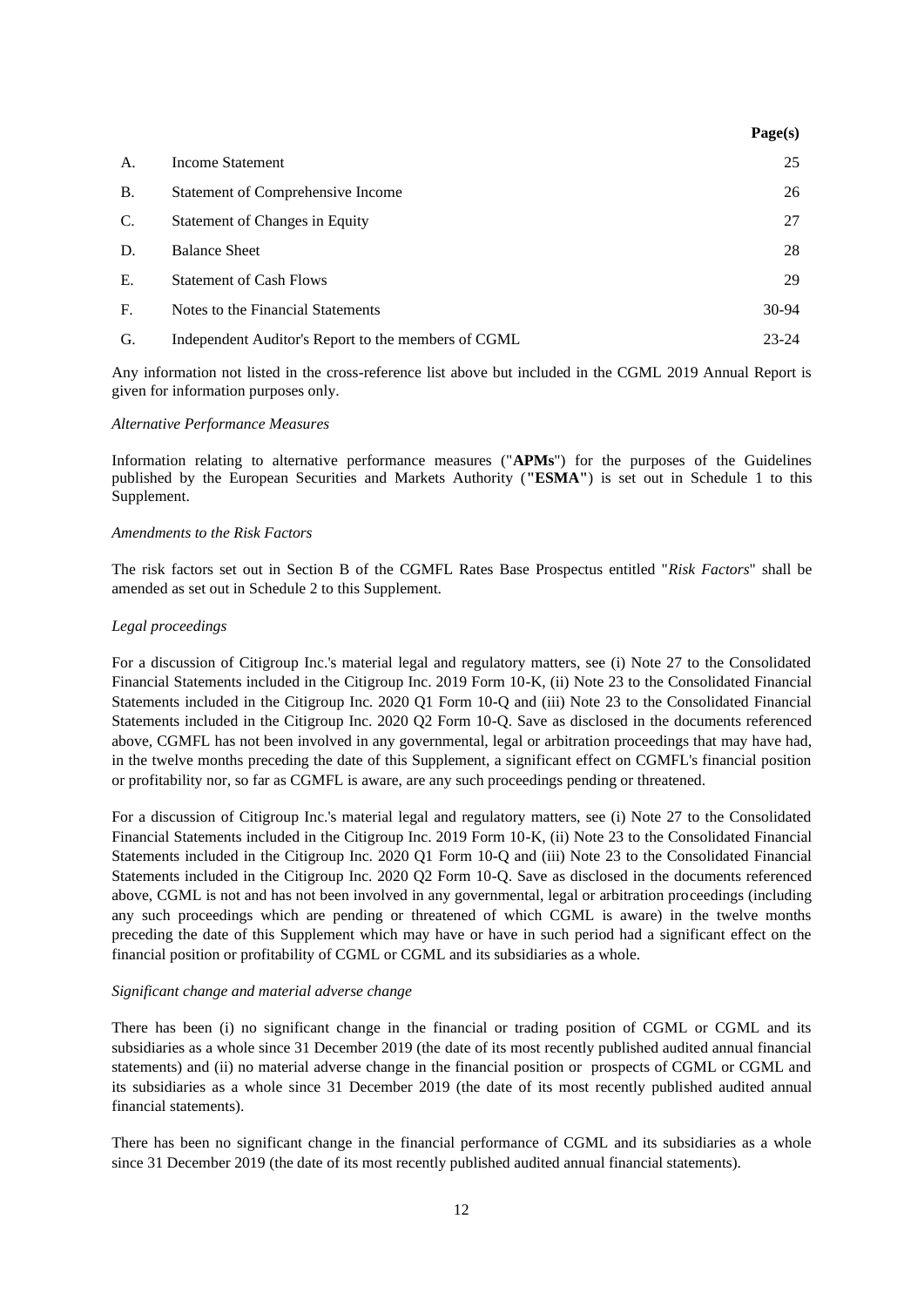| | | Page(s) |
|---|---|---|
| A. | Income Statement | 25 |
| B. | Statement of Comprehensive Income | 26 |
| C. | Statement of Changes in Equity | 27 |
| D. | Balance Sheet | 28 |
| E. | Statement of Cash Flows | 29 |
| F. | Notes to the Financial Statements | 30-94 |
| G. | Independent Auditor's Report to the members of CGML | 23-24 |

Any information not listed in the cross-reference list above but included in the CGML 2019 Annual Report is given for information purposes only.

*Alternative Performance Measures*

Information relating to alternative performance measures ("**APMs**") for the purposes of the Guidelines published by the European Securities and Markets Authority (**"ESMA"**) is set out in Schedule 1 to this Supplement.

*Amendments to the Risk Factors*

The risk factors set out in Section B of the CGMFL Rates Base Prospectus entitled "*Risk Factors*" shall be amended as set out in Schedule 2 to this Supplement.

*Legal proceedings*

For a discussion of Citigroup Inc.'s material legal and regulatory matters, see (i) Note 27 to the Consolidated Financial Statements included in the Citigroup Inc. 2019 Form 10-K, (ii) Note 23 to the Consolidated Financial Statements included in the Citigroup Inc. 2020 Q1 Form 10-Q and (iii) Note 23 to the Consolidated Financial Statements included in the Citigroup Inc. 2020 Q2 Form 10-Q. Save as disclosed in the documents referenced above, CGMFL has not been involved in any governmental, legal or arbitration proceedings that may have had, in the twelve months preceding the date of this Supplement, a significant effect on CGMFL's financial position or profitability nor, so far as CGMFL is aware, are any such proceedings pending or threatened.

For a discussion of Citigroup Inc.'s material legal and regulatory matters, see (i) Note 27 to the Consolidated Financial Statements included in the Citigroup Inc. 2019 Form 10-K, (ii) Note 23 to the Consolidated Financial Statements included in the Citigroup Inc. 2020 Q1 Form 10-Q and (iii) Note 23 to the Consolidated Financial Statements included in the Citigroup Inc. 2020 Q2 Form 10-Q. Save as disclosed in the documents referenced above, CGML is not and has not been involved in any governmental, legal or arbitration proceedings (including any such proceedings which are pending or threatened of which CGML is aware) in the twelve months preceding the date of this Supplement which may have or have in such period had a significant effect on the financial position or profitability of CGML or CGML and its subsidiaries as a whole.

*Significant change and material adverse change*

There has been (i) no significant change in the financial or trading position of CGML or CGML and its subsidiaries as a whole since 31 December 2019 (the date of its most recently published audited annual financial statements) and (ii) no material adverse change in the financial position or prospects of CGML or CGML and its subsidiaries as a whole since 31 December 2019 (the date of its most recently published audited annual financial statements).

There has been no significant change in the financial performance of CGML and its subsidiaries as a whole since 31 December 2019 (the date of its most recently published audited annual financial statements).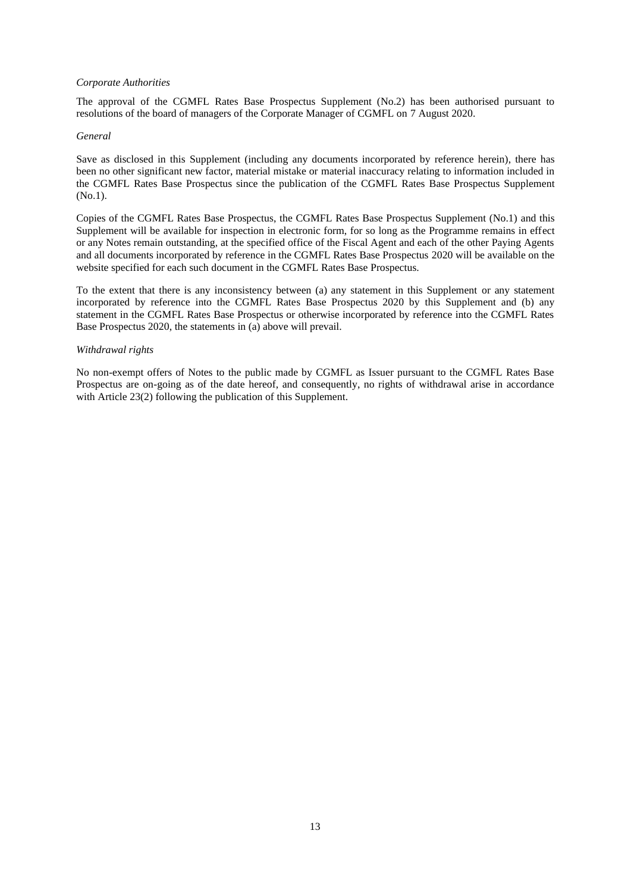*Corporate Authorities*

The approval of the CGMFL Rates Base Prospectus Supplement (No.2) has been authorised pursuant to resolutions of the board of managers of the Corporate Manager of CGMFL on 7 August 2020.

*General*

Save as disclosed in this Supplement (including any documents incorporated by reference herein), there has been no other significant new factor, material mistake or material inaccuracy relating to information included in the CGMFL Rates Base Prospectus since the publication of the CGMFL Rates Base Prospectus Supplement (No.1).

Copies of the CGMFL Rates Base Prospectus, the CGMFL Rates Base Prospectus Supplement (No.1) and this Supplement will be available for inspection in electronic form, for so long as the Programme remains in effect or any Notes remain outstanding, at the specified office of the Fiscal Agent and each of the other Paying Agents and all documents incorporated by reference in the CGMFL Rates Base Prospectus 2020 will be available on the website specified for each such document in the CGMFL Rates Base Prospectus.

To the extent that there is any inconsistency between (a) any statement in this Supplement or any statement incorporated by reference into the CGMFL Rates Base Prospectus 2020 by this Supplement and (b) any statement in the CGMFL Rates Base Prospectus or otherwise incorporated by reference into the CGMFL Rates Base Prospectus 2020, the statements in (a) above will prevail.

*Withdrawal rights*

No non-exempt offers of Notes to the public made by CGMFL as Issuer pursuant to the CGMFL Rates Base Prospectus are on-going as of the date hereof, and consequently, no rights of withdrawal arise in accordance with Article 23(2) following the publication of this Supplement.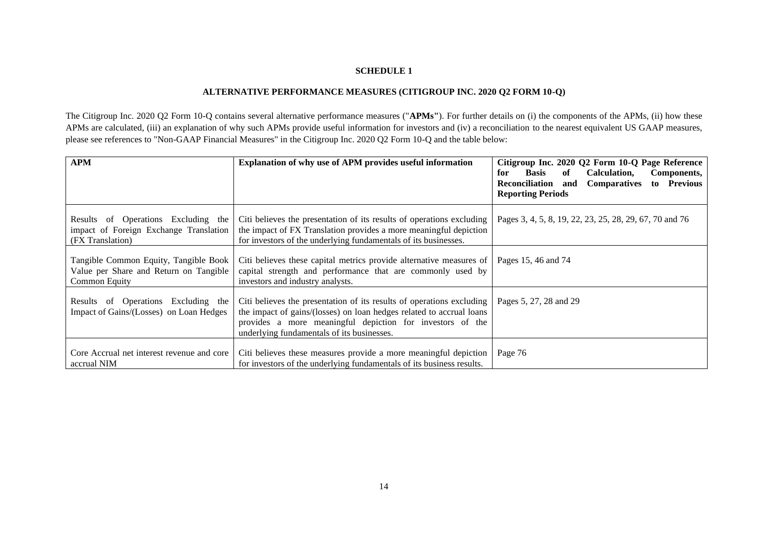**SCHEDULE 1**

**ALTERNATIVE PERFORMANCE MEASURES (CITIGROUP INC. 2020 Q2 FORM 10-Q)**

The Citigroup Inc. 2020 Q2 Form 10-Q contains several alternative performance measures ("**APMs**"). For further details on (i) the components of the APMs, (ii) how these APMs are calculated, (iii) an explanation of why such APMs provide useful information for investors and (iv) a reconciliation to the nearest equivalent US GAAP measures, please see references to "Non-GAAP Financial Measures" in the Citigroup Inc. 2020 Q2 Form 10-Q and the table below:

| **APM** | **Explanation of why use of APM provides useful information** | **Citigroup Inc. 2020 Q2 Form 10-Q Page Reference for Basis of Calculation, Components, Reconciliation and Comparatives to Previous Reporting Periods** |
|---|---|---|
| Results of Operations Excluding the impact of Foreign Exchange Translation (FX Translation) | Citi believes the presentation of its results of operations excluding the impact of FX Translation provides a more meaningful depiction for investors of the underlying fundamentals of its businesses. | Pages 3, 4, 5, 8, 19, 22, 23, 25, 28, 29, 67, 70 and 76 |
| Tangible Common Equity, Tangible Book Value per Share and Return on Tangible Common Equity | Citi believes these capital metrics provide alternative measures of capital strength and performance that are commonly used by investors and industry analysts. | Pages 15, 46 and 74 |
| Results of Operations Excluding the Impact of Gains/(Losses) on Loan Hedges | Citi believes the presentation of its results of operations excluding the impact of gains/(losses) on loan hedges related to accrual loans provides a more meaningful depiction for investors of the underlying fundamentals of its businesses. | Pages 5, 27, 28 and 29 |
| Core Accrual net interest revenue and core accrual NIM | Citi believes these measures provide a more meaningful depiction for investors of the underlying fundamentals of its business results. | Page 76 |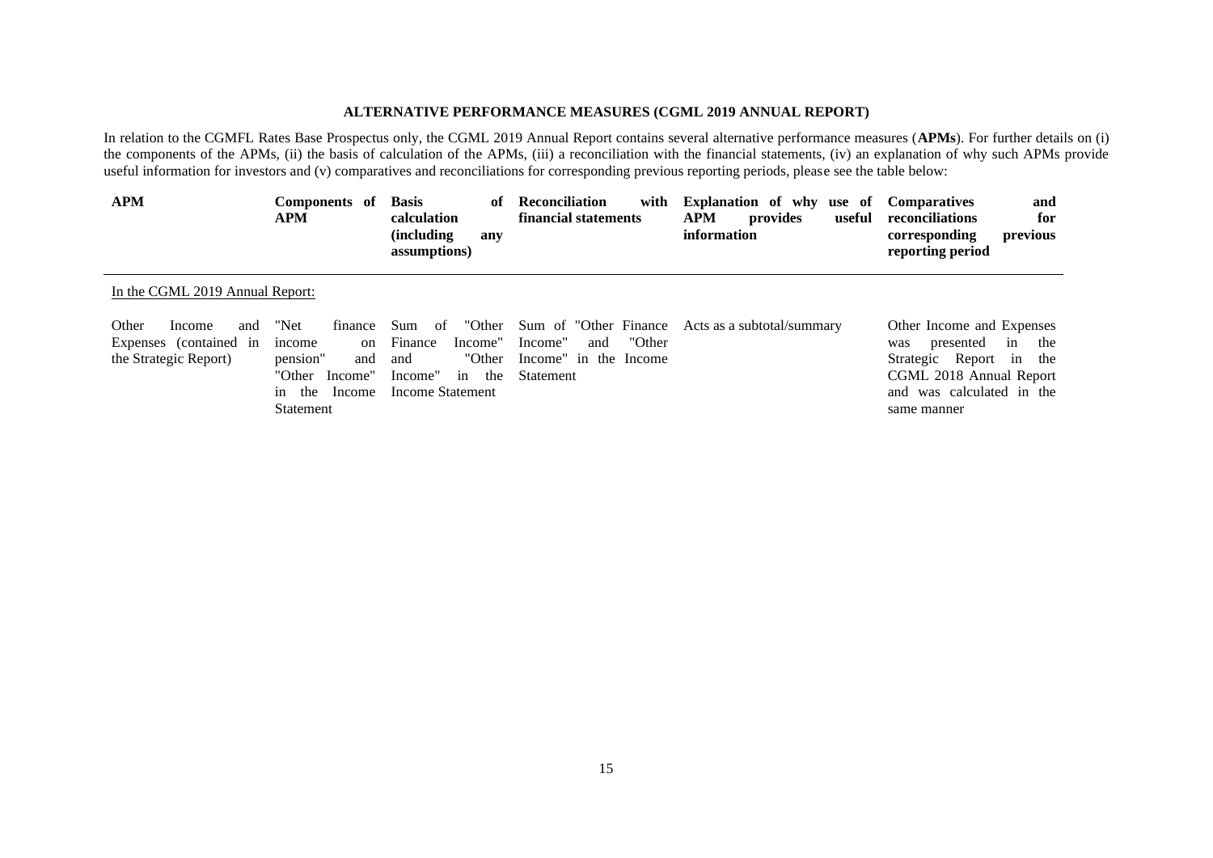## ALTERNATIVE PERFORMANCE MEASURES (CGML 2019 ANNUAL REPORT)

In relation to the CGMFL Rates Base Prospectus only, the CGML 2019 Annual Report contains several alternative performance measures (**APMs**). For further details on (i) the components of the APMs, (ii) the basis of calculation of the APMs, (iii) a reconciliation with the financial statements, (iv) an explanation of why such APMs provide useful information for investors and (v) comparatives and reconciliations for corresponding previous reporting periods, please see the table below:

| APM | Components of APM | Basis of calculation (including any assumptions) | Reconciliation with financial statements | Explanation of why use of APM provides useful information | Comparatives and reconciliations for corresponding previous reporting period |
|---|---|---|---|---|---|
| In the CGML 2019 Annual Report: | | | | | |
| Other Income and Expenses (contained in the Strategic Report) | "Net finance income on pension" and "Other Income" in the Income Statement | Sum of "Other Finance Income" and "Other Income" in the Income Statement | Sum of "Other Finance Income" and "Other Income" in the Income Statement | Acts as a subtotal/summary | Other Income and Expenses was presented in the Strategic Report in the CGML 2018 Annual Report and was calculated in the same manner |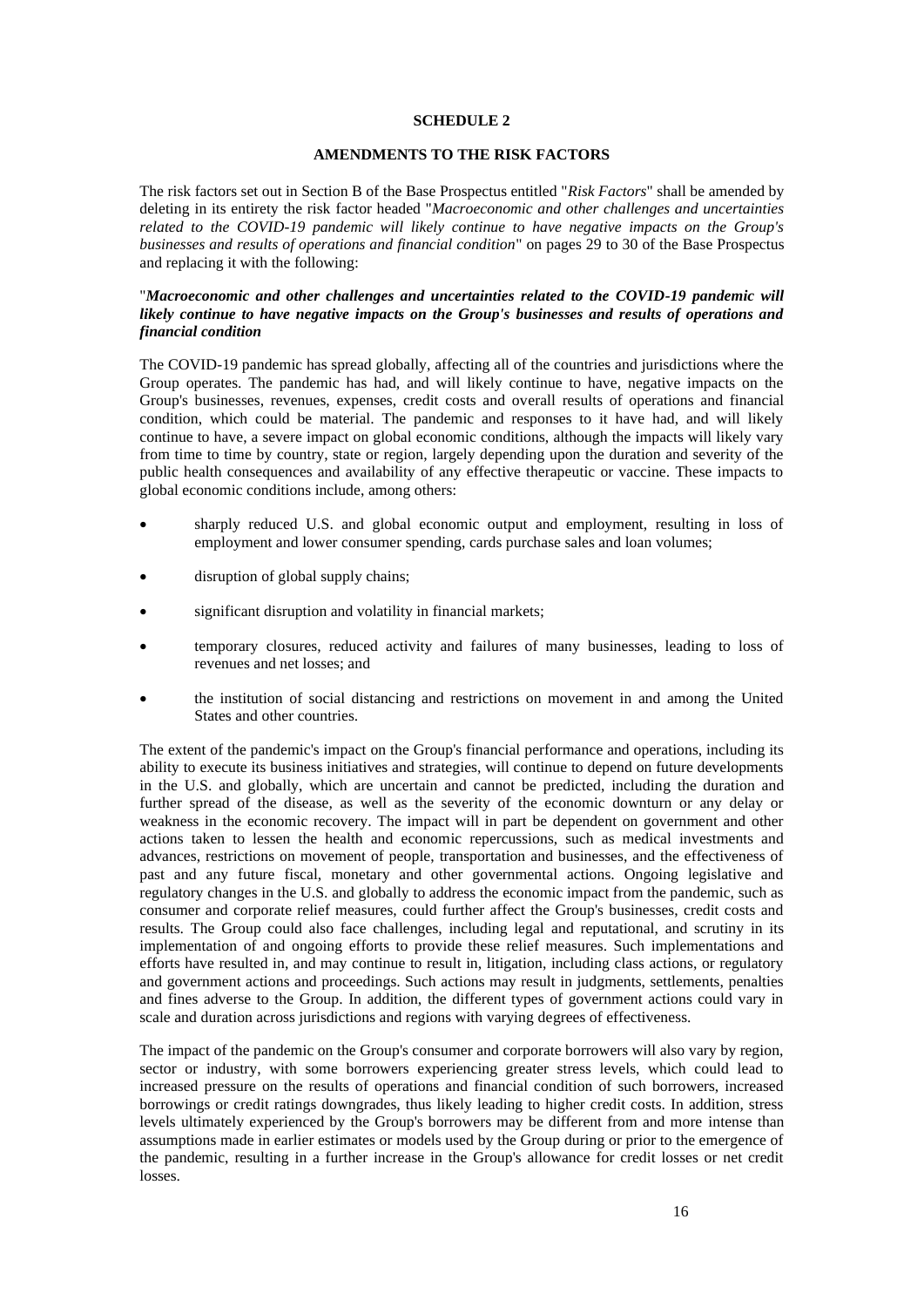**SCHEDULE 2**

**AMENDMENTS TO THE RISK FACTORS**

The risk factors set out in Section B of the Base Prospectus entitled "*Risk Factors*" shall be amended by deleting in its entirety the risk factor headed "*Macroeconomic and other challenges and uncertainties related to the COVID-19 pandemic will likely continue to have negative impacts on the Group's businesses and results of operations and financial condition*" on pages 29 to 30 of the Base Prospectus and replacing it with the following:

"***Macroeconomic and other challenges and uncertainties related to the COVID-19 pandemic will likely continue to have negative impacts on the Group's businesses and results of operations and financial condition***

The COVID-19 pandemic has spread globally, affecting all of the countries and jurisdictions where the Group operates. The pandemic has had, and will likely continue to have, negative impacts on the Group's businesses, revenues, expenses, credit costs and overall results of operations and financial condition, which could be material. The pandemic and responses to it have had, and will likely continue to have, a severe impact on global economic conditions, although the impacts will likely vary from time to time by country, state or region, largely depending upon the duration and severity of the public health consequences and availability of any effective therapeutic or vaccine. These impacts to global economic conditions include, among others:

- sharply reduced U.S. and global economic output and employment, resulting in loss of employment and lower consumer spending, cards purchase sales and loan volumes;
- disruption of global supply chains;
- significant disruption and volatility in financial markets;
- temporary closures, reduced activity and failures of many businesses, leading to loss of revenues and net losses; and
- the institution of social distancing and restrictions on movement in and among the United States and other countries.

The extent of the pandemic's impact on the Group's financial performance and operations, including its ability to execute its business initiatives and strategies, will continue to depend on future developments in the U.S. and globally, which are uncertain and cannot be predicted, including the duration and further spread of the disease, as well as the severity of the economic downturn or any delay or weakness in the economic recovery. The impact will in part be dependent on government and other actions taken to lessen the health and economic repercussions, such as medical investments and advances, restrictions on movement of people, transportation and businesses, and the effectiveness of past and any future fiscal, monetary and other governmental actions. Ongoing legislative and regulatory changes in the U.S. and globally to address the economic impact from the pandemic, such as consumer and corporate relief measures, could further affect the Group's businesses, credit costs and results. The Group could also face challenges, including legal and reputational, and scrutiny in its implementation of and ongoing efforts to provide these relief measures. Such implementations and efforts have resulted in, and may continue to result in, litigation, including class actions, or regulatory and government actions and proceedings. Such actions may result in judgments, settlements, penalties and fines adverse to the Group. In addition, the different types of government actions could vary in scale and duration across jurisdictions and regions with varying degrees of effectiveness.

The impact of the pandemic on the Group's consumer and corporate borrowers will also vary by region, sector or industry, with some borrowers experiencing greater stress levels, which could lead to increased pressure on the results of operations and financial condition of such borrowers, increased borrowings or credit ratings downgrades, thus likely leading to higher credit costs. In addition, stress levels ultimately experienced by the Group's borrowers may be different from and more intense than assumptions made in earlier estimates or models used by the Group during or prior to the emergence of the pandemic, resulting in a further increase in the Group's allowance for credit losses or net credit losses.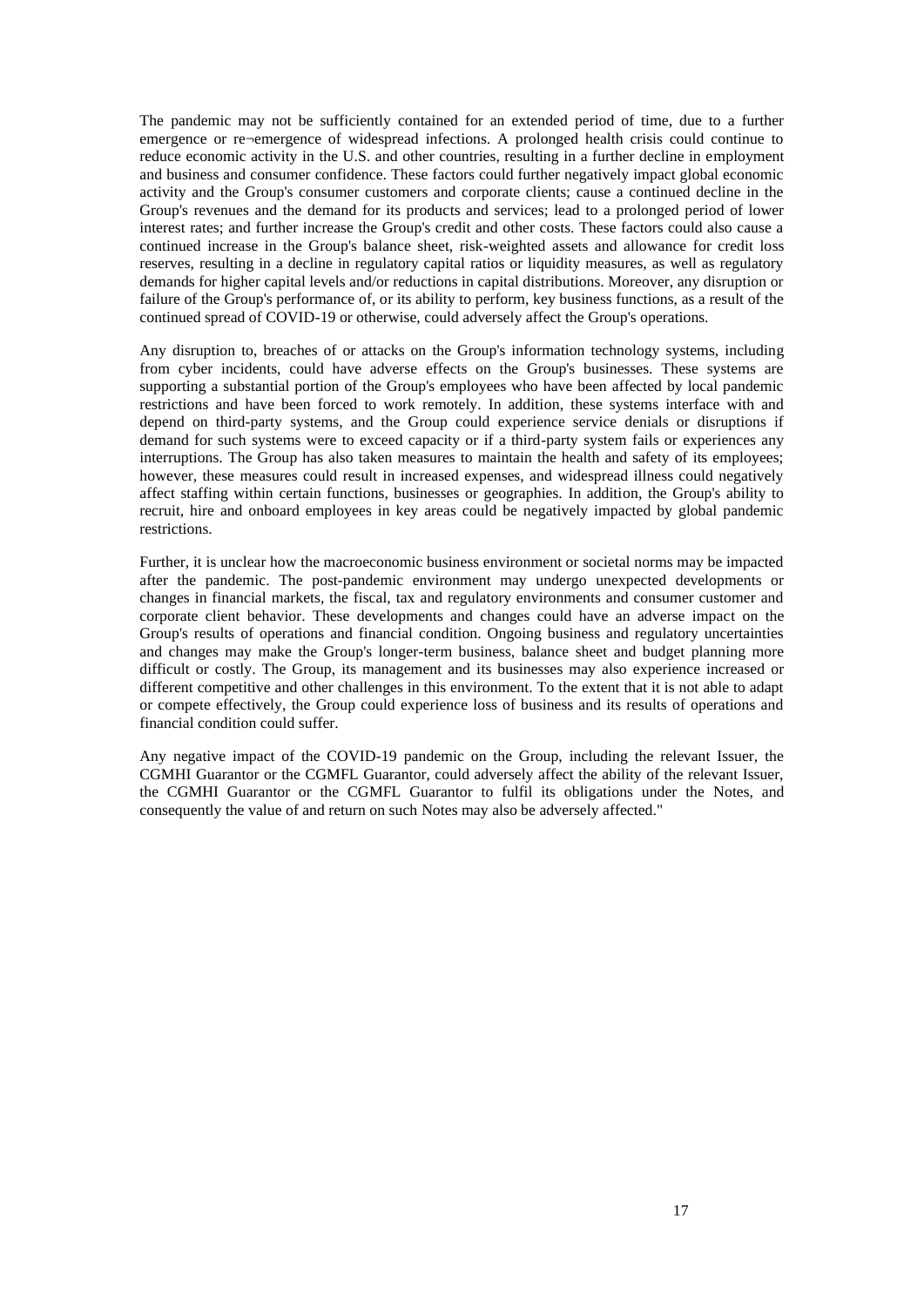The pandemic may not be sufficiently contained for an extended period of time, due to a further emergence or re¬emergence of widespread infections. A prolonged health crisis could continue to reduce economic activity in the U.S. and other countries, resulting in a further decline in employment and business and consumer confidence. These factors could further negatively impact global economic activity and the Group's consumer customers and corporate clients; cause a continued decline in the Group's revenues and the demand for its products and services; lead to a prolonged period of lower interest rates; and further increase the Group's credit and other costs. These factors could also cause a continued increase in the Group's balance sheet, risk-weighted assets and allowance for credit loss reserves, resulting in a decline in regulatory capital ratios or liquidity measures, as well as regulatory demands for higher capital levels and/or reductions in capital distributions. Moreover, any disruption or failure of the Group's performance of, or its ability to perform, key business functions, as a result of the continued spread of COVID-19 or otherwise, could adversely affect the Group's operations.

Any disruption to, breaches of or attacks on the Group's information technology systems, including from cyber incidents, could have adverse effects on the Group's businesses. These systems are supporting a substantial portion of the Group's employees who have been affected by local pandemic restrictions and have been forced to work remotely. In addition, these systems interface with and depend on third-party systems, and the Group could experience service denials or disruptions if demand for such systems were to exceed capacity or if a third-party system fails or experiences any interruptions. The Group has also taken measures to maintain the health and safety of its employees; however, these measures could result in increased expenses, and widespread illness could negatively affect staffing within certain functions, businesses or geographies. In addition, the Group's ability to recruit, hire and onboard employees in key areas could be negatively impacted by global pandemic restrictions.

Further, it is unclear how the macroeconomic business environment or societal norms may be impacted after the pandemic. The post-pandemic environment may undergo unexpected developments or changes in financial markets, the fiscal, tax and regulatory environments and consumer customer and corporate client behavior. These developments and changes could have an adverse impact on the Group's results of operations and financial condition. Ongoing business and regulatory uncertainties and changes may make the Group's longer-term business, balance sheet and budget planning more difficult or costly. The Group, its management and its businesses may also experience increased or different competitive and other challenges in this environment. To the extent that it is not able to adapt or compete effectively, the Group could experience loss of business and its results of operations and financial condition could suffer.

Any negative impact of the COVID-19 pandemic on the Group, including the relevant Issuer, the CGMHI Guarantor or the CGMFL Guarantor, could adversely affect the ability of the relevant Issuer, the CGMHI Guarantor or the CGMFL Guarantor to fulfil its obligations under the Notes, and consequently the value of and return on such Notes may also be adversely affected."